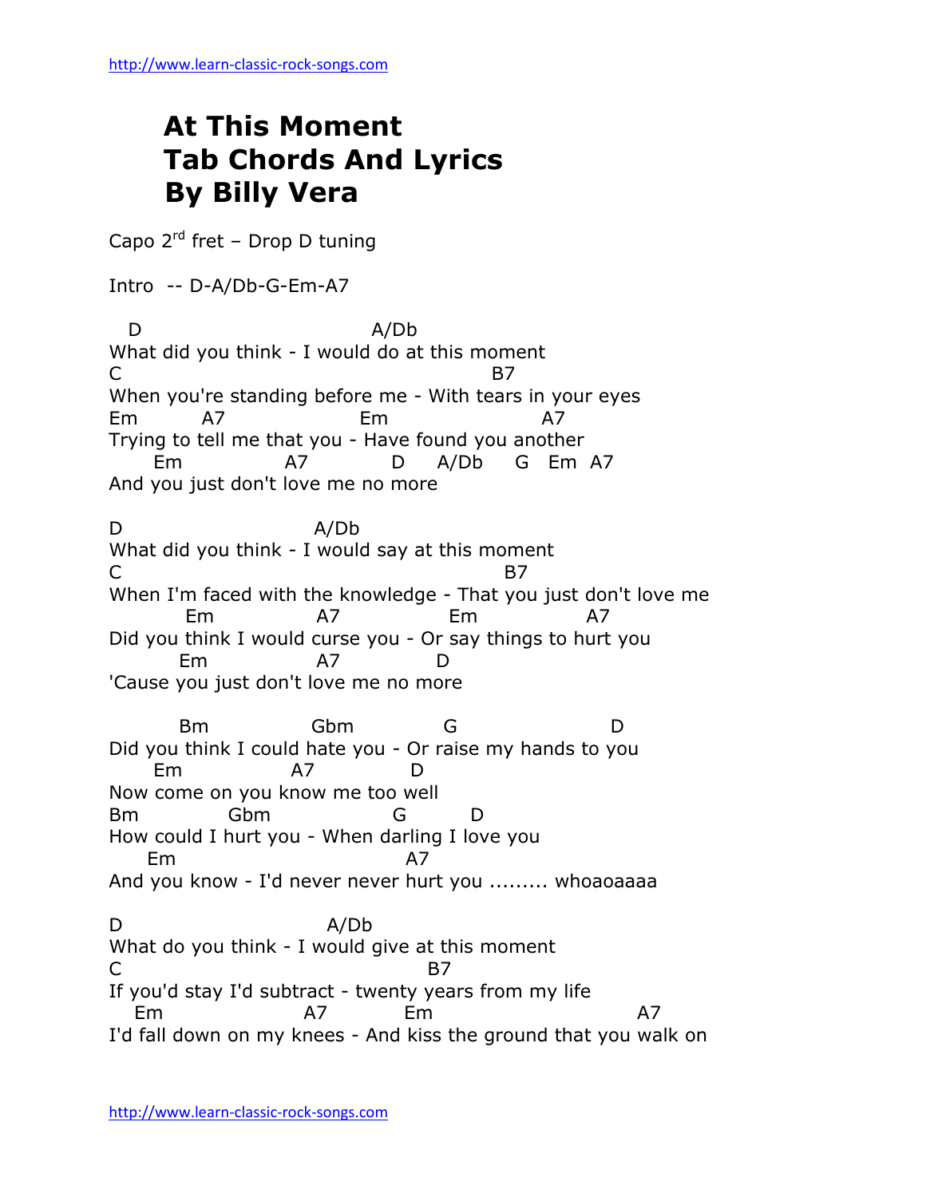# At This Moment
# Tab Chords And Lyrics
# By Billy Vera

Capo 2rd fret – Drop D tuning

Intro -- D-A/Db-G-Em-A7

```
   D                           A/Db
What did you think - I would do at this moment
C                                          B7
When you're standing before me - With tears in your eyes
Em         A7              Em                  A7
Trying to tell me that you - Have found you another
     Em            A7          D     A/Db     G   Em  A7
And you just don't love me no more

D                      A/Db
What did you think - I would say at this moment
C                                           B7
When I'm faced with the knowledge - That you just don't love me
        Em            A7              Em              A7
Did you think I would curse you - Or say things to hurt you
        Em            A7           D
'Cause you just don't love me no more

        Bm             Gbm           G                  D
Did you think I could hate you - Or raise my hands to you
     Em             A7            D
Now come on you know me too well
Bm           Gbm                G         D
How could I hurt you - When darling I love you
     Em                         A7
And you know - I'd never never hurt you ......... whoaoaaaa

D                        A/Db
What do you think - I would give at this moment
C                                    B7
If you'd stay I'd subtract - twenty years from my life
   Em                 A7          Em                         A7
I'd fall down on my knees - And kiss the ground that you walk on
```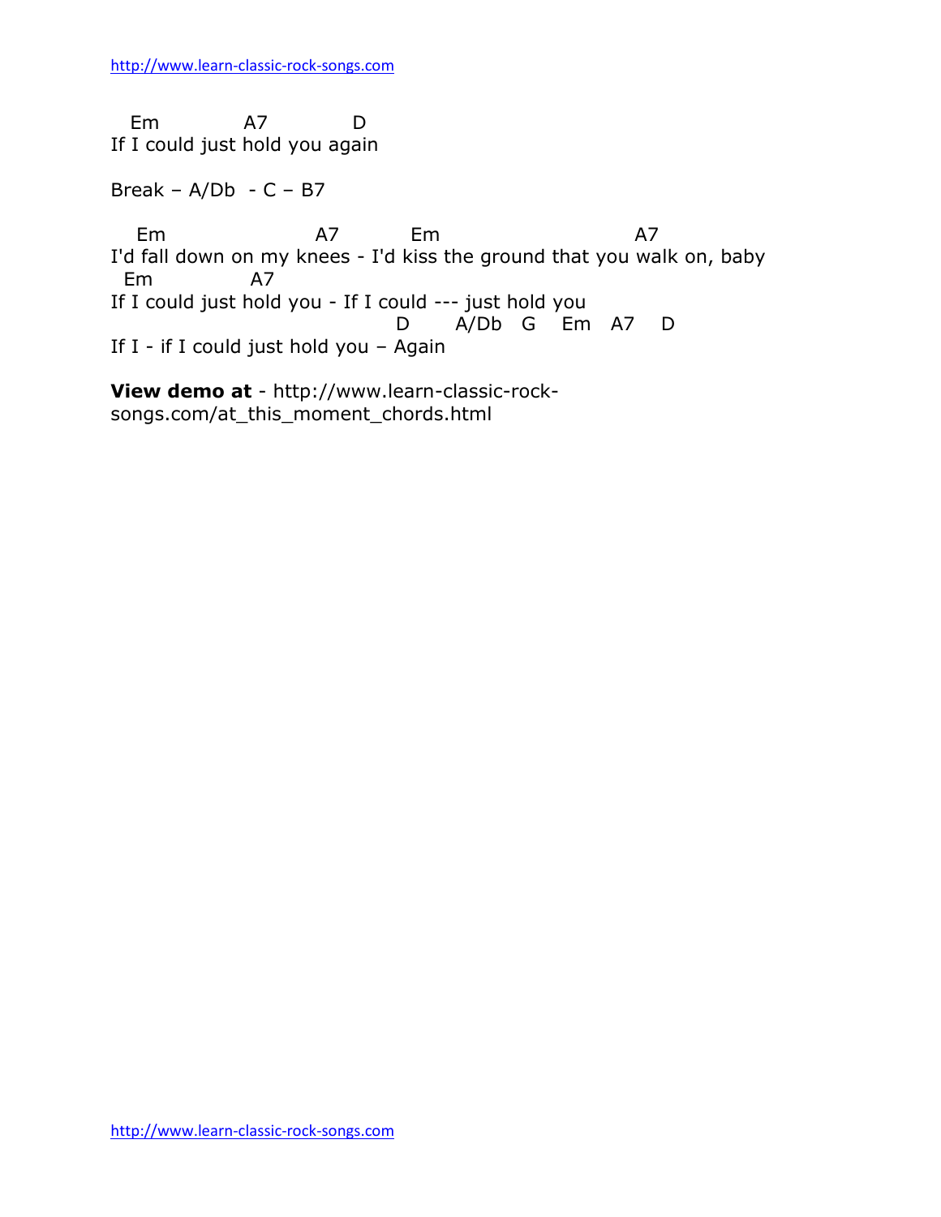```
  Em           A7            D
If I could just hold you again

Break – A/Db  - C – B7

   Em                    A7          Em                        A7
I'd fall down on my knees - I'd kiss the ground that you walk on, baby
  Em              A7
If I could just hold you - If I could --- just hold you
                                   D      A/Db   G    Em   A7    D
If I - if I could just hold you – Again
```

**View demo at** - http://www.learn-classic-rock-songs.com/at_this_moment_chords.html